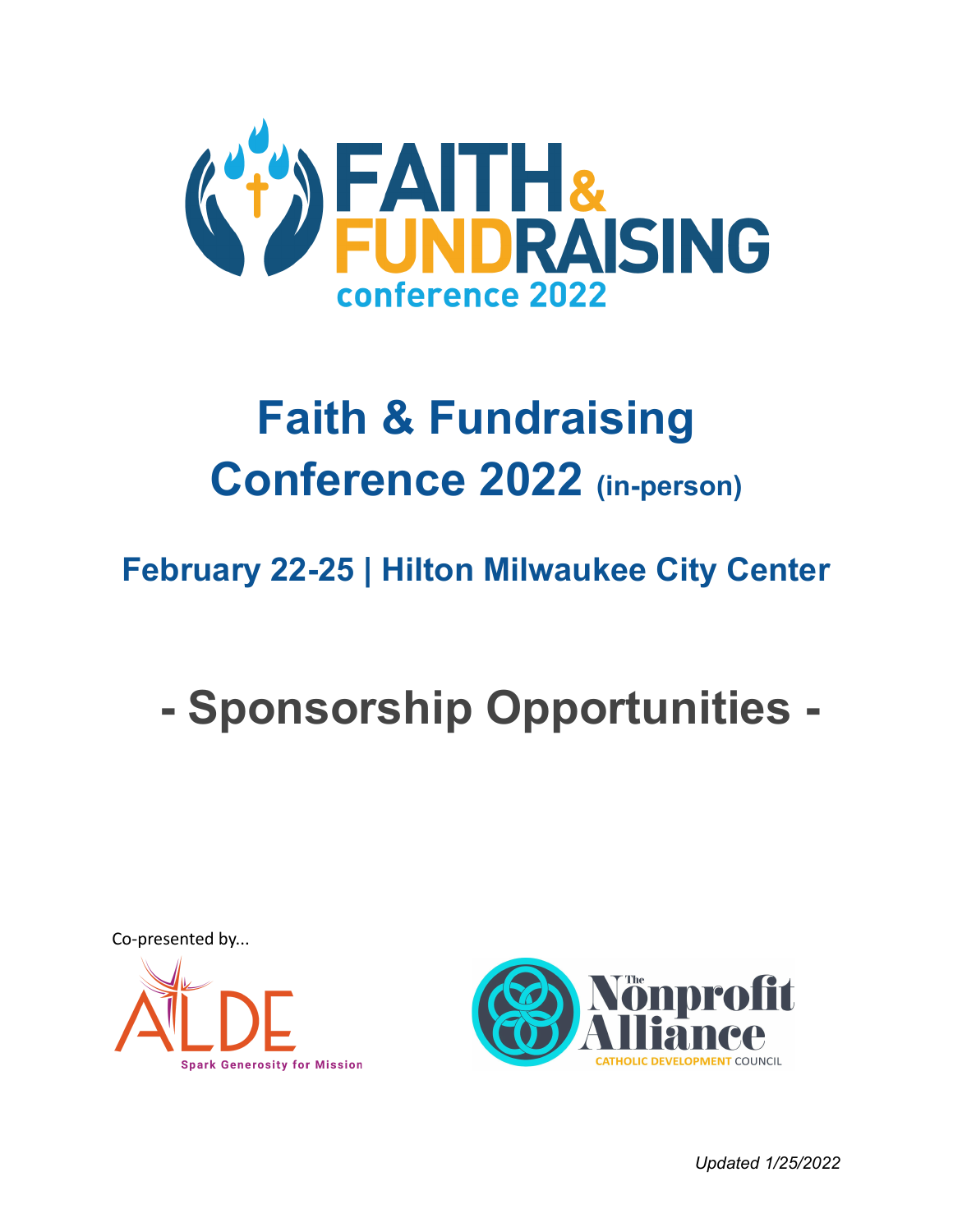# Faith & Fundraising Conference 2022 (in-person)

## February 22-25 | Hilton Milwaukee City Center

# - Sponsorship Opportunities -

Co-presented by...

ALDE — Spark Generosity for Mission

The Nonprofit Alliance — CATHOLIC DEVELOPMENT COUNCIL

*Updated 1/25/2022*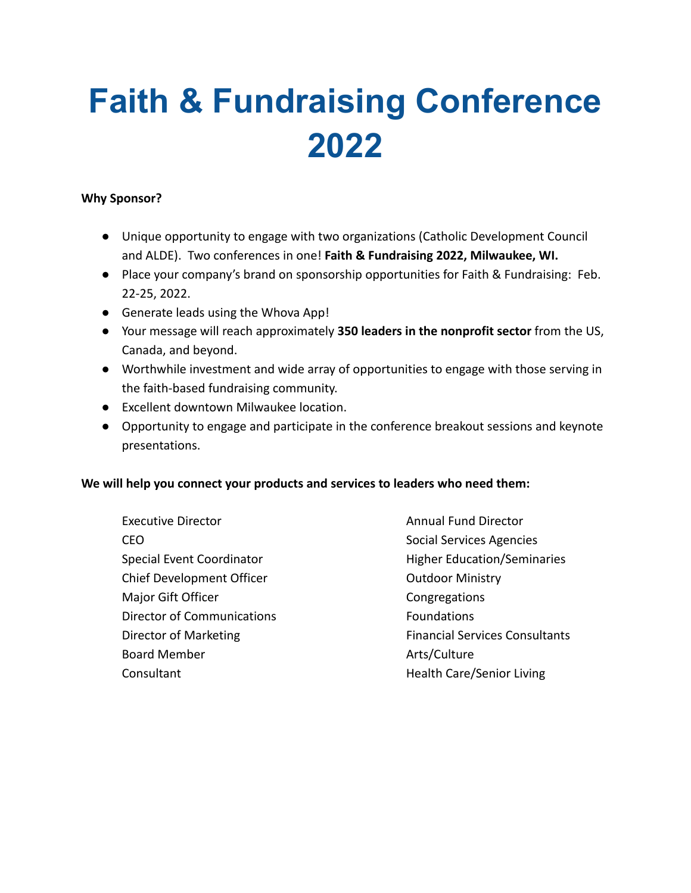# Faith & Fundraising Conference 2022

**Why Sponsor?**

- Unique opportunity to engage with two organizations (Catholic Development Council and ALDE). Two conferences in one! **Faith & Fundraising 2022, Milwaukee, WI.**
- Place your company's brand on sponsorship opportunities for Faith & Fundraising: Feb. 22-25, 2022.
- Generate leads using the Whova App!
- Your message will reach approximately **350 leaders in the nonprofit sector** from the US, Canada, and beyond.
- Worthwhile investment and wide array of opportunities to engage with those serving in the faith-based fundraising community.
- Excellent downtown Milwaukee location.
- Opportunity to engage and participate in the conference breakout sessions and keynote presentations.

**We will help you connect your products and services to leaders who need them:**

Executive Director
CEO
Special Event Coordinator
Chief Development Officer
Major Gift Officer
Director of Communications
Director of Marketing
Board Member
Consultant

Annual Fund Director
Social Services Agencies
Higher Education/Seminaries
Outdoor Ministry
Congregations
Foundations
Financial Services Consultants
Arts/Culture
Health Care/Senior Living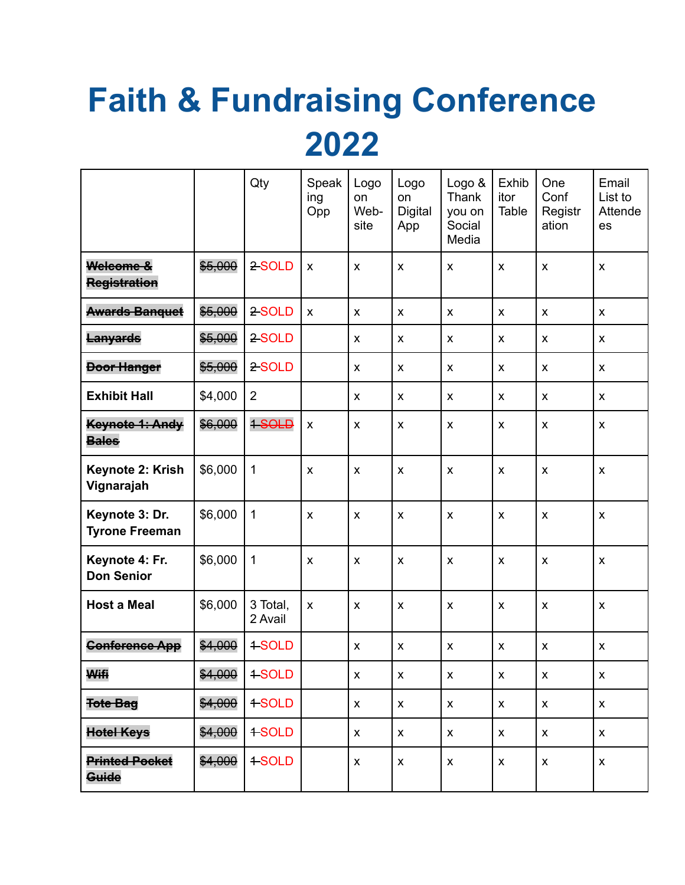# Faith & Fundraising Conference 2022

| | | Qty | Speaking Opp | Logo on Web-site | Logo on Digital App | Logo & Thank you on Social Media | Exhibitor Table | One Conf Registration | Email List to Attendees |
|---|---|---|---|---|---|---|---|---|---|
| ~~**Welcome & Registration**~~ | ~~$5,000~~ | ~~2~~ SOLD | x | x | x | x | x | x | x |
| ~~**Awards Banquet**~~ | ~~$5,000~~ | ~~2~~ SOLD | x | x | x | x | x | x | x |
| ~~**Lanyards**~~ | ~~$5,000~~ | ~~2~~ SOLD | | x | x | x | x | x | x |
| ~~**Door Hanger**~~ | ~~$5,000~~ | ~~2~~ SOLD | | x | x | x | x | x | x |
| **Exhibit Hall** | $4,000 | 2 | | x | x | x | x | x | x |
| ~~**Keynote 1: Andy Bales**~~ | ~~$6,000~~ | ~~1 SOLD~~ | x | x | x | x | x | x | x |
| **Keynote 2: Krish Vignarajah** | $6,000 | 1 | x | x | x | x | x | x | x |
| **Keynote 3: Dr. Tyrone Freeman** | $6,000 | 1 | x | x | x | x | x | x | x |
| **Keynote 4: Fr. Don Senior** | $6,000 | 1 | x | x | x | x | x | x | x |
| **Host a Meal** | $6,000 | 3 Total, 2 Avail | x | x | x | x | x | x | x |
| ~~**Conference App**~~ | ~~$4,000~~ | ~~1~~ SOLD | | x | x | x | x | x | x |
| ~~**Wifi**~~ | ~~$4,000~~ | ~~1~~ SOLD | | x | x | x | x | x | x |
| ~~**Tote Bag**~~ | ~~$4,000~~ | ~~1~~ SOLD | | x | x | x | x | x | x |
| ~~**Hotel Keys**~~ | ~~$4,000~~ | ~~1~~ SOLD | | x | x | x | x | x | x |
| ~~**Printed Pocket Guide**~~ | ~~$4,000~~ | ~~1~~ SOLD | | x | x | x | x | x | x |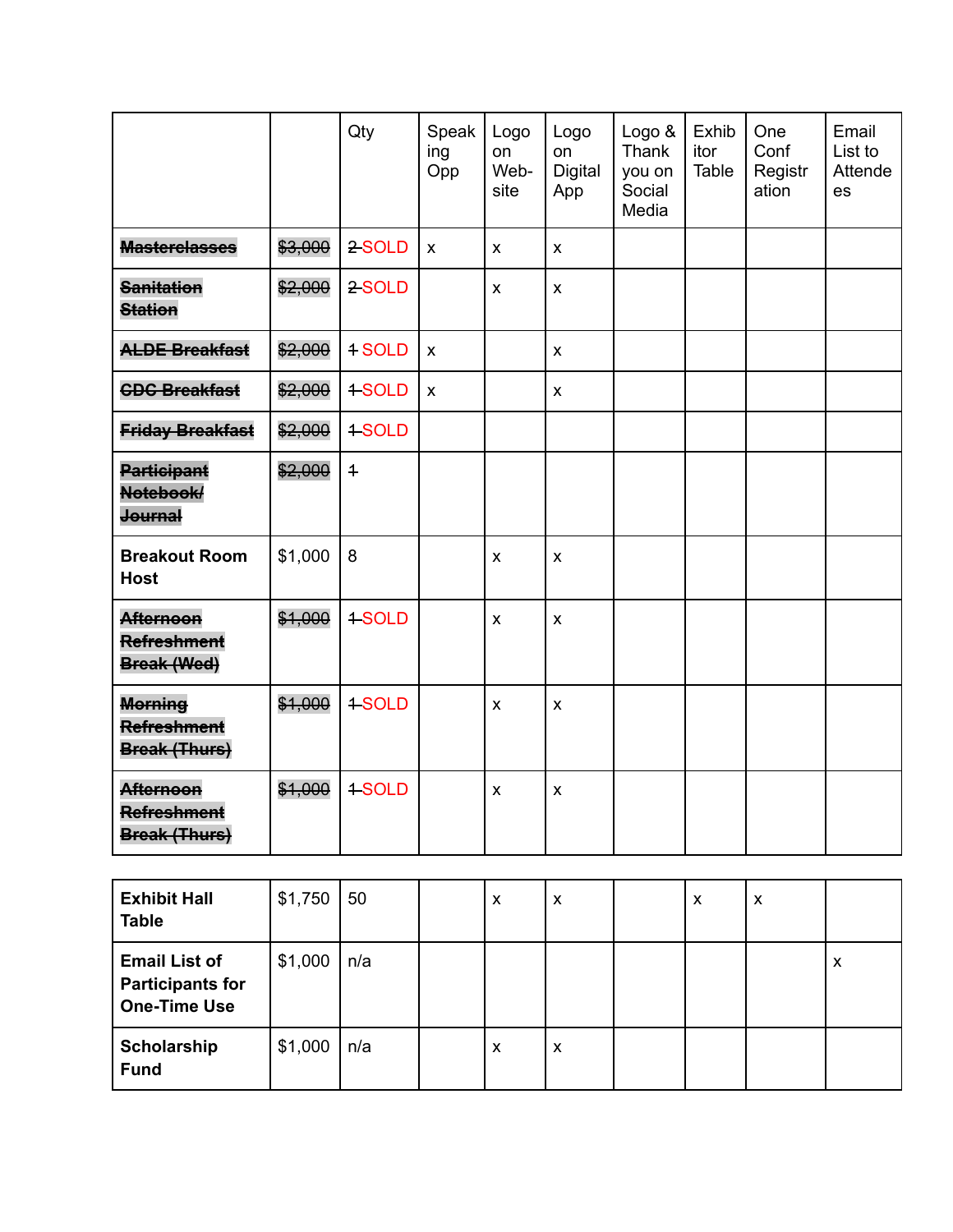| | | Qty | Speaking Opp | Logo on Web-site | Logo on Digital App | Logo & Thank you on Social Media | Exhibitor Table | One Conf Registration | Email List to Attendees |
|---|---|---|---|---|---|---|---|---|---|
| ~~**Masterclasses**~~ | ~~$3,000~~ | ~~2~~ SOLD | x | x | x | | | | |
| ~~**Sanitation Station**~~ | ~~$2,000~~ | ~~2~~ SOLD | | x | x | | | | |
| ~~**ALDE Breakfast**~~ | ~~$2,000~~ | ~~1~~ SOLD | x | | x | | | | |
| ~~**CDC Breakfast**~~ | ~~$2,000~~ | ~~1~~ SOLD | x | | x | | | | |
| ~~**Friday Breakfast**~~ | ~~$2,000~~ | ~~1~~ SOLD | | | | | | | |
| ~~**Participant Notebook/ Journal**~~ | ~~$2,000~~ | ~~1~~ | | | | | | | |
| **Breakout Room Host** | $1,000 | 8 | | x | x | | | | |
| ~~**Afternoon Refreshment Break (Wed)**~~ | ~~$1,000~~ | ~~1~~ SOLD | | x | x | | | | |
| ~~**Morning Refreshment Break (Thurs)**~~ | ~~$1,000~~ | ~~1~~ SOLD | | x | x | | | | |
| ~~**Afternoon Refreshment Break (Thurs)**~~ | ~~$1,000~~ | ~~1~~ SOLD | | x | x | | | | |
| **Exhibit Hall Table** | $1,750 | 50 | | x | x | | x | x | |
| **Email List of Participants for One-Time Use** | $1,000 | n/a | | | | | | | x |
| **Scholarship Fund** | $1,000 | n/a | | x | x | | | | |